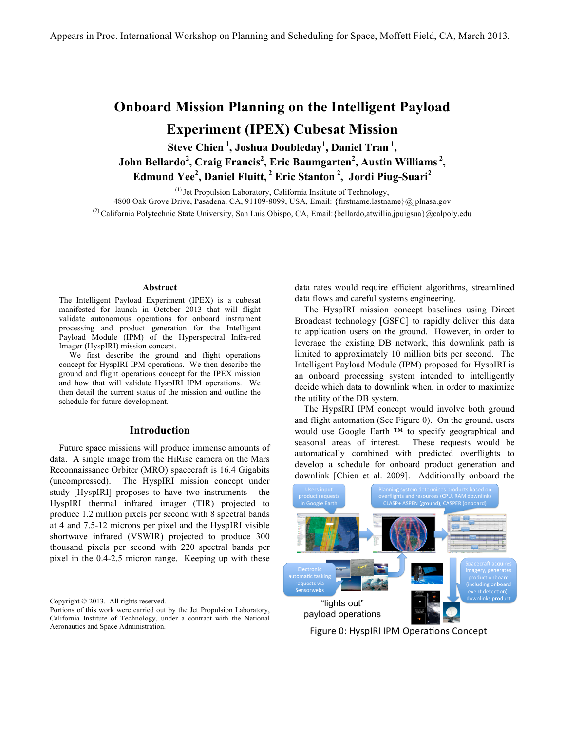Appears in Proc. International Workshop on Planning and Scheduling for Space, Moffett Field, CA, March 2013.

# Onboard Mission Planning on the Intelligent Payload Experiment (IPEX) Cubesat Mission

**Steve Chien [1], Joshua Doubleday[1], Daniel Tran [1], John Bellardo[2], Craig Francis[2], Eric Baumgarten[2], Austin Williams [2], Edmund Yee[2], Daniel Fluitt, [2] Eric Stanton [2], Jordi Piug-Suari[2]**

[1] Jet Propulsion Laboratory, California Institute of Technology, 4800 Oak Grove Drive, Pasadena, CA, 91109-8099, USA, Email: {firstname.lastname}@jplnasa.gov

[2] California Polytechnic State University, San Luis Obispo, CA, Email:{bellardo,atwillia,jpuigsua}@calpoly.edu

### Abstract

The Intelligent Payload Experiment (IPEX) is a cubesat manifested for launch in October 2013 that will flight validate autonomous operations for onboard instrument processing and product generation for the Intelligent Payload Module (IPM) of the Hyperspectral Infra-red Imager (HyspIRI) mission concept.

We first describe the ground and flight operations concept for HyspIRI IPM operations. We then describe the ground and flight operations concept for the IPEX mission and how that will validate HyspIRI IPM operations. We then detail the current status of the mission and outline the schedule for future development.

## Introduction

Future space missions will produce immense amounts of data. A single image from the HiRise camera on the Mars Reconnaissance Orbiter (MRO) spacecraft is 16.4 Gigabits (uncompressed). The HyspIRI mission concept under study [HyspIRI] proposes to have two instruments - the HyspIRI thermal infrared imager (TIR) projected to produce 1.2 million pixels per second with 8 spectral bands at 4 and 7.5-12 microns per pixel and the HyspIRI visible shortwave infrared (VSWIR) projected to produce 300 thousand pixels per second with 220 spectral bands per pixel in the 0.4-2.5 micron range. Keeping up with these data rates would require efficient algorithms, streamlined data flows and careful systems engineering.

The HyspIRI mission concept baselines using Direct Broadcast technology [GSFC] to rapidly deliver this data to application users on the ground. However, in order to leverage the existing DB network, this downlink path is limited to approximately 10 million bits per second. The Intelligent Payload Module (IPM) proposed for HyspIRI is an onboard processing system intended to intelligently decide which data to downlink when, in order to maximize the utility of the DB system.

The HypsIRI IPM concept would involve both ground and flight automation (See Figure 0). On the ground, users would use Google Earth ™ to specify geographical and seasonal areas of interest. These requests would be automatically combined with predicted overflights to develop a schedule for onboard product generation and downlink [Chien et al. 2009]. Additionally onboard the

Users input product requests in Google Earth

Planning system determines products based on overflights and resources (CPU, RAM downlink) CLASP+ ASPEN (ground), CASPER (onboard)

Electronic automatic tasking requests via Sensorwebs

Spacecraft acquires imagery, generates product onboard (including onboard event detection), downlinks product

"lights out" payload operations

Figure 0: HyspIRI IPM Operations Concept

Copyright © 2013. All rights reserved.
Portions of this work were carried out by the Jet Propulsion Laboratory, California Institute of Technology, under a contract with the National Aeronautics and Space Administration.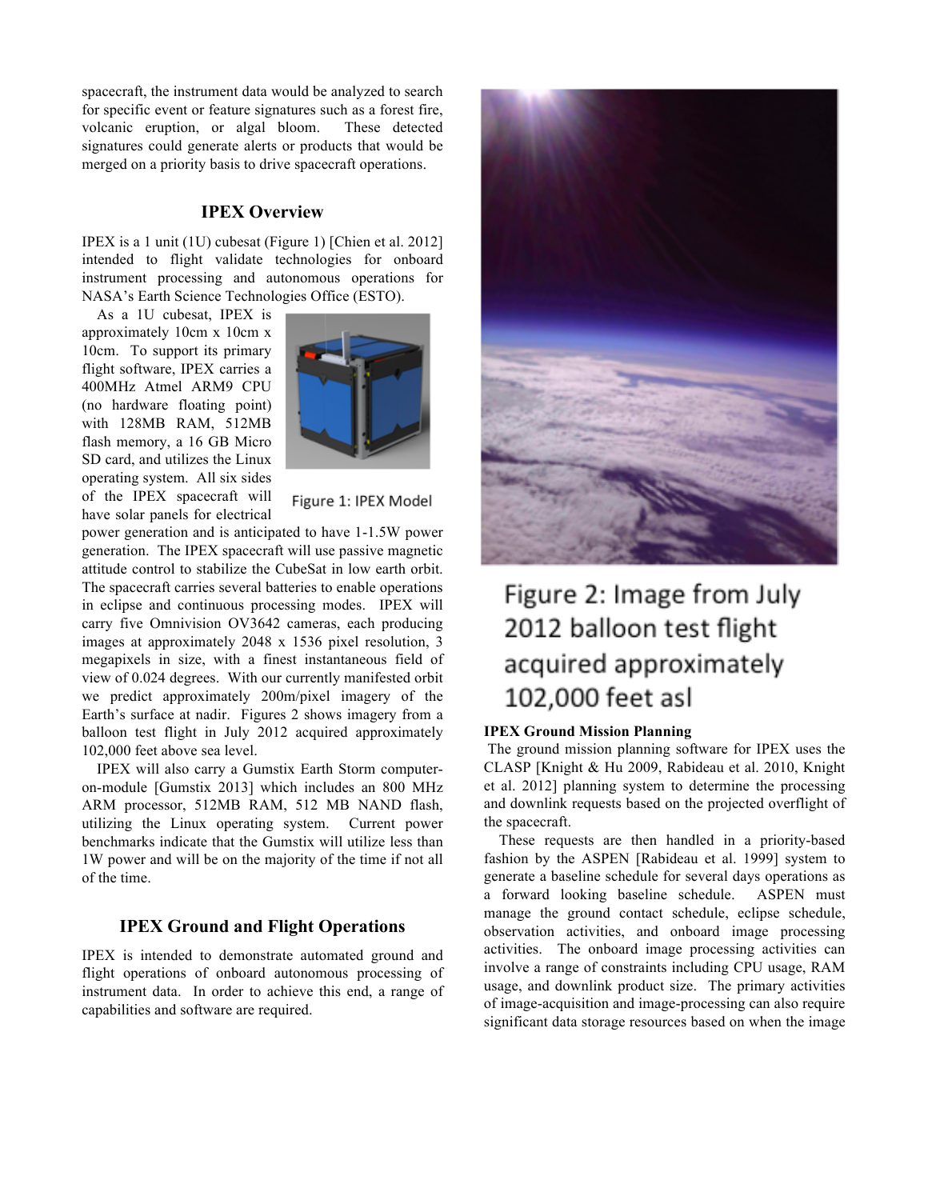spacecraft, the instrument data would be analyzed to search for specific event or feature signatures such as a forest fire, volcanic eruption, or algal bloom. These detected signatures could generate alerts or products that would be merged on a priority basis to drive spacecraft operations.

## IPEX Overview

IPEX is a 1 unit (1U) cubesat (Figure 1) [Chien et al. 2012] intended to flight validate technologies for onboard instrument processing and autonomous operations for NASA's Earth Science Technologies Office (ESTO).

As a 1U cubesat, IPEX is approximately 10cm x 10cm x 10cm. To support its primary flight software, IPEX carries a 400MHz Atmel ARM9 CPU (no hardware floating point) with 128MB RAM, 512MB flash memory, a 16 GB Micro SD card, and utilizes the Linux operating system. All six sides of the IPEX spacecraft will have solar panels for electrical power generation and is anticipated to have 1-1.5W power generation. The IPEX spacecraft will use passive magnetic attitude control to stabilize the CubeSat in low earth orbit. The spacecraft carries several batteries to enable operations in eclipse and continuous processing modes. IPEX will carry five Omnivision OV3642 cameras, each producing images at approximately 2048 x 1536 pixel resolution, 3 megapixels in size, with a finest instantaneous field of view of 0.024 degrees. With our currently manifested orbit we predict approximately 200m/pixel imagery of the Earth's surface at nadir. Figures 2 shows imagery from a balloon test flight in July 2012 acquired approximately 102,000 feet above sea level.

Figure 1: IPEX Model

IPEX will also carry a Gumstix Earth Storm computer-on-module [Gumstix 2013] which includes an 800 MHz ARM processor, 512MB RAM, 512 MB NAND flash, utilizing the Linux operating system. Current power benchmarks indicate that the Gumstix will utilize less than 1W power and will be on the majority of the time if not all of the time.

## IPEX Ground and Flight Operations

IPEX is intended to demonstrate automated ground and flight operations of onboard autonomous processing of instrument data. In order to achieve this end, a range of capabilities and software are required.

Figure 2: Image from July 2012 balloon test flight acquired approximately 102,000 feet asl

### IPEX Ground Mission Planning

The ground mission planning software for IPEX uses the CLASP [Knight & Hu 2009, Rabideau et al. 2010, Knight et al. 2012] planning system to determine the processing and downlink requests based on the projected overflight of the spacecraft.

These requests are then handled in a priority-based fashion by the ASPEN [Rabideau et al. 1999] system to generate a baseline schedule for several days operations as a forward looking baseline schedule. ASPEN must manage the ground contact schedule, eclipse schedule, observation activities, and onboard image processing activities. The onboard image processing activities can involve a range of constraints including CPU usage, RAM usage, and downlink product size. The primary activities of image-acquisition and image-processing can also require significant data storage resources based on when the image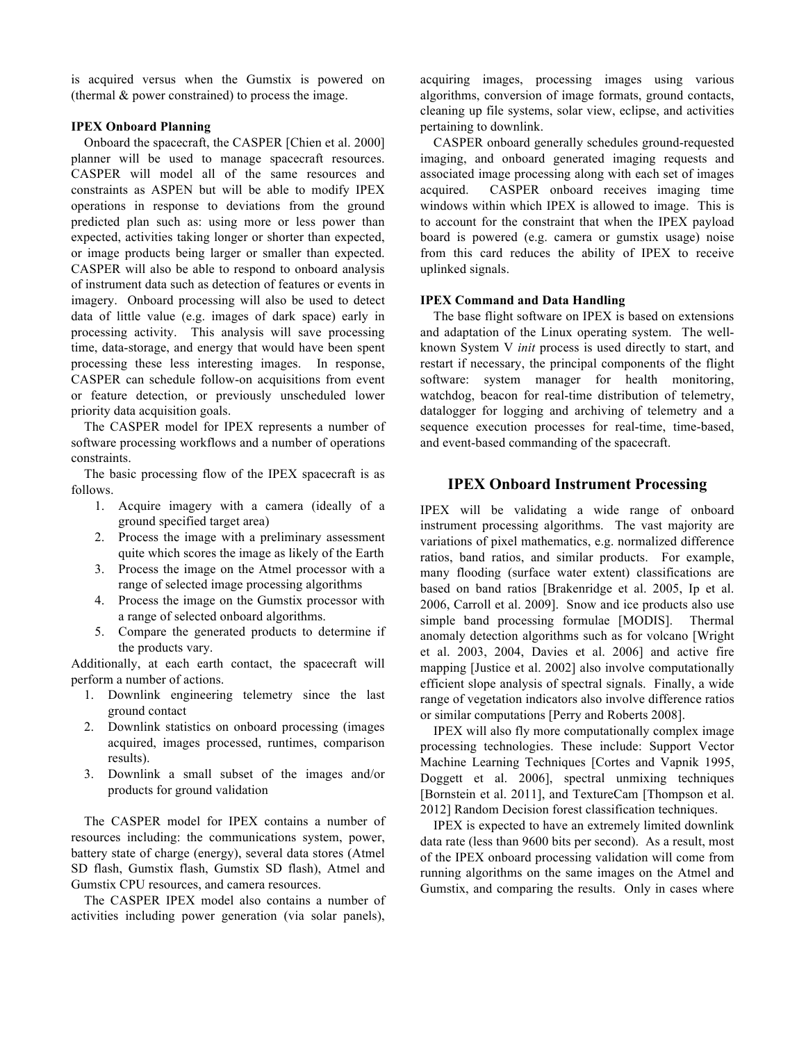is acquired versus when the Gumstix is powered on (thermal & power constrained) to process the image.

**IPEX Onboard Planning**

Onboard the spacecraft, the CASPER [Chien et al. 2000] planner will be used to manage spacecraft resources. CASPER will model all of the same resources and constraints as ASPEN but will be able to modify IPEX operations in response to deviations from the ground predicted plan such as: using more or less power than expected, activities taking longer or shorter than expected, or image products being larger or smaller than expected. CASPER will also be able to respond to onboard analysis of instrument data such as detection of features or events in imagery. Onboard processing will also be used to detect data of little value (e.g. images of dark space) early in processing activity. This analysis will save processing time, data-storage, and energy that would have been spent processing these less interesting images. In response, CASPER can schedule follow-on acquisitions from event or feature detection, or previously unscheduled lower priority data acquisition goals.

The CASPER model for IPEX represents a number of software processing workflows and a number of operations constraints.

The basic processing flow of the IPEX spacecraft is as follows.

1. Acquire imagery with a camera (ideally of a ground specified target area)
2. Process the image with a preliminary assessment quite which scores the image as likely of the Earth
3. Process the image on the Atmel processor with a range of selected image processing algorithms
4. Process the image on the Gumstix processor with a range of selected onboard algorithms.
5. Compare the generated products to determine if the products vary.

Additionally, at each earth contact, the spacecraft will perform a number of actions.

1. Downlink engineering telemetry since the last ground contact
2. Downlink statistics on onboard processing (images acquired, images processed, runtimes, comparison results).
3. Downlink a small subset of the images and/or products for ground validation

The CASPER model for IPEX contains a number of resources including: the communications system, power, battery state of charge (energy), several data stores (Atmel SD flash, Gumstix flash, Gumstix SD flash), Atmel and Gumstix CPU resources, and camera resources.

The CASPER IPEX model also contains a number of activities including power generation (via solar panels), acquiring images, processing images using various algorithms, conversion of image formats, ground contacts, cleaning up file systems, solar view, eclipse, and activities pertaining to downlink.

CASPER onboard generally schedules ground-requested imaging, and onboard generated imaging requests and associated image processing along with each set of images acquired. CASPER onboard receives imaging time windows within which IPEX is allowed to image. This is to account for the constraint that when the IPEX payload board is powered (e.g. camera or gumstix usage) noise from this card reduces the ability of IPEX to receive uplinked signals.

**IPEX Command and Data Handling**

The base flight software on IPEX is based on extensions and adaptation of the Linux operating system. The well-known System V *init* process is used directly to start, and restart if necessary, the principal components of the flight software: system manager for health monitoring, watchdog, beacon for real-time distribution of telemetry, datalogger for logging and archiving of telemetry and a sequence execution processes for real-time, time-based, and event-based commanding of the spacecraft.

## IPEX Onboard Instrument Processing

IPEX will be validating a wide range of onboard instrument processing algorithms. The vast majority are variations of pixel mathematics, e.g. normalized difference ratios, band ratios, and similar products. For example, many flooding (surface water extent) classifications are based on band ratios [Brakenridge et al. 2005, Ip et al. 2006, Carroll et al. 2009]. Snow and ice products also use simple band processing formulae [MODIS]. Thermal anomaly detection algorithms such as for volcano [Wright et al. 2003, 2004, Davies et al. 2006] and active fire mapping [Justice et al. 2002] also involve computationally efficient slope analysis of spectral signals. Finally, a wide range of vegetation indicators also involve difference ratios or similar computations [Perry and Roberts 2008].

IPEX will also fly more computationally complex image processing technologies. These include: Support Vector Machine Learning Techniques [Cortes and Vapnik 1995, Doggett et al. 2006], spectral unmixing techniques [Bornstein et al. 2011], and TextureCam [Thompson et al. 2012] Random Decision forest classification techniques.

IPEX is expected to have an extremely limited downlink data rate (less than 9600 bits per second). As a result, most of the IPEX onboard processing validation will come from running algorithms on the same images on the Atmel and Gumstix, and comparing the results. Only in cases where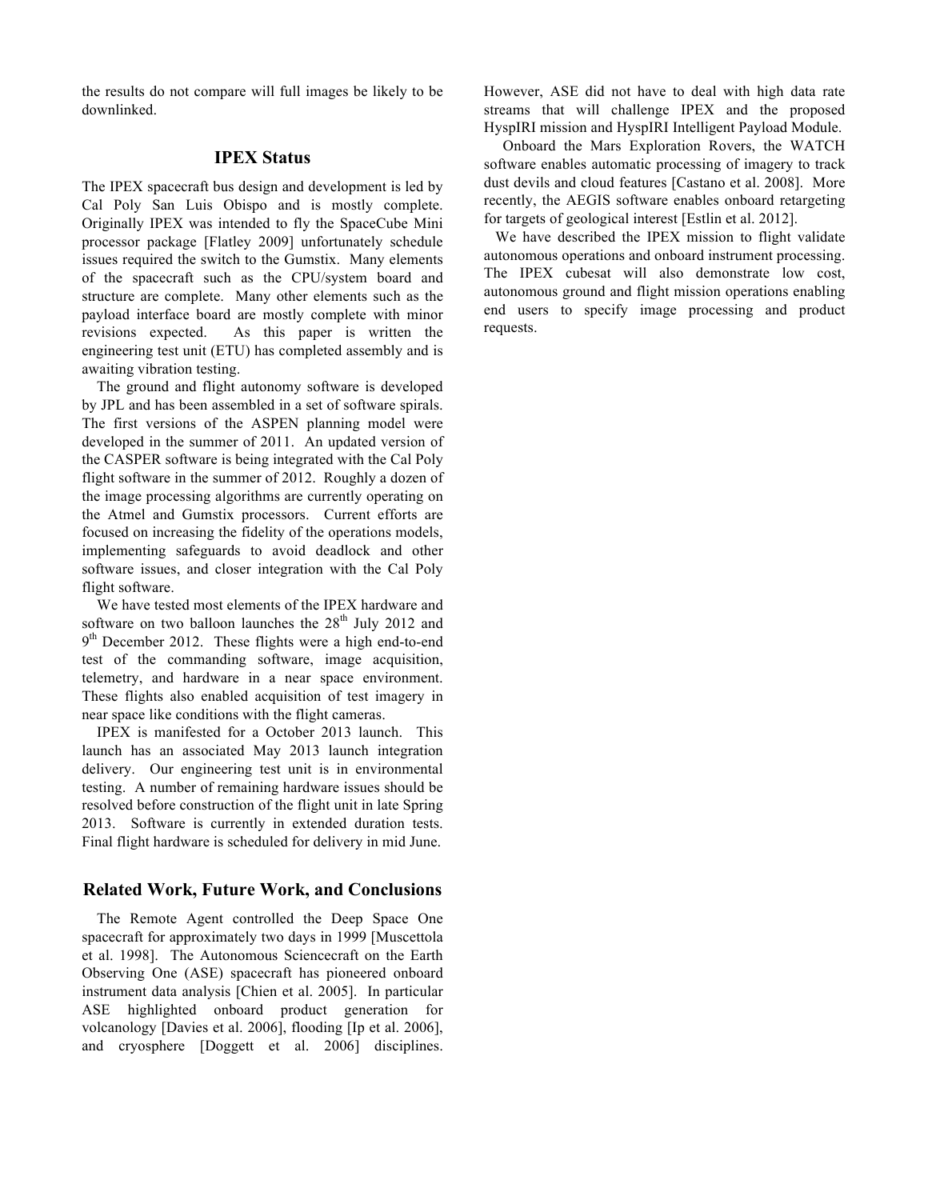the results do not compare will full images be likely to be downlinked.

## IPEX Status

The IPEX spacecraft bus design and development is led by Cal Poly San Luis Obispo and is mostly complete. Originally IPEX was intended to fly the SpaceCube Mini processor package [Flatley 2009] unfortunately schedule issues required the switch to the Gumstix. Many elements of the spacecraft such as the CPU/system board and structure are complete. Many other elements such as the payload interface board are mostly complete with minor revisions expected. As this paper is written the engineering test unit (ETU) has completed assembly and is awaiting vibration testing.

The ground and flight autonomy software is developed by JPL and has been assembled in a set of software spirals. The first versions of the ASPEN planning model were developed in the summer of 2011. An updated version of the CASPER software is being integrated with the Cal Poly flight software in the summer of 2012. Roughly a dozen of the image processing algorithms are currently operating on the Atmel and Gumstix processors. Current efforts are focused on increasing the fidelity of the operations models, implementing safeguards to avoid deadlock and other software issues, and closer integration with the Cal Poly flight software.

We have tested most elements of the IPEX hardware and software on two balloon launches the 28th July 2012 and 9th December 2012. These flights were a high end-to-end test of the commanding software, image acquisition, telemetry, and hardware in a near space environment. These flights also enabled acquisition of test imagery in near space like conditions with the flight cameras.

IPEX is manifested for a October 2013 launch. This launch has an associated May 2013 launch integration delivery. Our engineering test unit is in environmental testing. A number of remaining hardware issues should be resolved before construction of the flight unit in late Spring 2013. Software is currently in extended duration tests. Final flight hardware is scheduled for delivery in mid June.

## Related Work, Future Work, and Conclusions

The Remote Agent controlled the Deep Space One spacecraft for approximately two days in 1999 [Muscettola et al. 1998]. The Autonomous Sciencecraft on the Earth Observing One (ASE) spacecraft has pioneered onboard instrument data analysis [Chien et al. 2005]. In particular ASE highlighted onboard product generation for volcanology [Davies et al. 2006], flooding [Ip et al. 2006], and cryosphere [Doggett et al. 2006] disciplines. However, ASE did not have to deal with high data rate streams that will challenge IPEX and the proposed HyspIRI mission and HyspIRI Intelligent Payload Module.

Onboard the Mars Exploration Rovers, the WATCH software enables automatic processing of imagery to track dust devils and cloud features [Castano et al. 2008]. More recently, the AEGIS software enables onboard retargeting for targets of geological interest [Estlin et al. 2012].

We have described the IPEX mission to flight validate autonomous operations and onboard instrument processing. The IPEX cubesat will also demonstrate low cost, autonomous ground and flight mission operations enabling end users to specify image processing and product requests.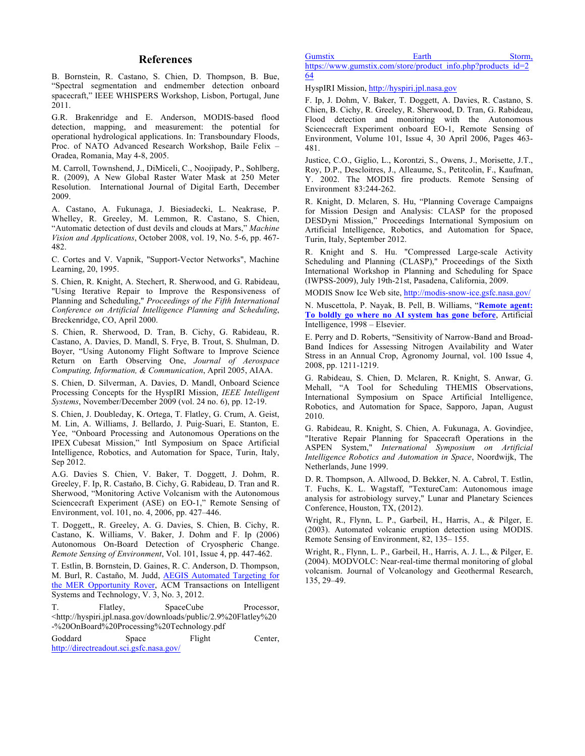## References

B. Bornstein, R. Castano, S. Chien, D. Thompson, B. Bue, "Spectral segmentation and endmember detection onboard spacecraft," IEEE WHISPERS Workshop, Lisbon, Portugal, June 2011.

G.R. Brakenridge and E. Anderson, MODIS-based flood detection, mapping, and measurement: the potential for operational hydrological applications. In: Transboundary Floods, Proc. of NATO Advanced Research Workshop, Baile Felix – Oradea, Romania, May 4-8, 2005.

M. Carroll, Townshend, J., DiMiceli, C., Noojipady, P., Sohlberg, R. (2009), A New Global Raster Water Mask at 250 Meter Resolution. International Journal of Digital Earth, December 2009.

A. Castano, A. Fukunaga, J. Biesiadecki, L. Neakrase, P. Whelley, R. Greeley, M. Lemmon, R. Castano, S. Chien, "Automatic detection of dust devils and clouds at Mars," *Machine Vision and Applications*, October 2008, vol. 19, No. 5-6, pp. 467-482.

C. Cortes and V. Vapnik, "Support-Vector Networks", Machine Learning, 20, 1995.

S. Chien, R. Knight, A. Stechert, R. Sherwood, and G. Rabideau, "Using Iterative Repair to Improve the Responsiveness of Planning and Scheduling," *Proceedings of the Fifth International Conference on Artificial Intelligence Planning and Scheduling*, Breckenridge, CO, April 2000.

S. Chien, R. Sherwood, D. Tran, B. Cichy, G. Rabideau, R. Castano, A. Davies, D. Mandl, S. Frye, B. Trout, S. Shulman, D. Boyer, "Using Autonomy Flight Software to Improve Science Return on Earth Observing One, *Journal of Aerospace Computing, Information, & Communication*, April 2005, AIAA.

S. Chien, D. Silverman, A. Davies, D. Mandl, Onboard Science Processing Concepts for the HyspIRI Mission, *IEEE Intelligent Systems*, November/December 2009 (vol. 24 no. 6), pp. 12-19.

S. Chien, J. Doubleday, K. Ortega, T. Flatley, G. Crum, A. Geist, M. Lin, A. Williams, J. Bellardo, J. Puig-Suari, E. Stanton, E. Yee, "Onboard Processing and Autonomous Operations on the IPEX Cubesat Mission," Intl Symposium on Space Artificial Intelligence, Robotics, and Automation for Space, Turin, Italy, Sep 2012.

A.G. Davies S. Chien, V. Baker, T. Doggett, J. Dohm, R. Greeley, F. Ip, R. Castaño, B. Cichy, G. Rabideau, D. Tran and R. Sherwood, "Monitoring Active Volcanism with the Autonomous Sciencecraft Experiment (ASE) on EO-1," Remote Sensing of Environment, vol. 101, no. 4, 2006, pp. 427–446.

T. Doggett,, R. Greeley, A. G. Davies, S. Chien, B. Cichy, R. Castano, K. Williams, V. Baker, J. Dohm and F. Ip (2006) Autonomous On-Board Detection of Cryospheric Change. *Remote Sensing of Environment*, Vol. 101, Issue 4, pp. 447-462.

T. Estlin, B. Bornstein, D. Gaines, R. C. Anderson, D. Thompson, M. Burl, R. Castaño, M. Judd, AEGIS Automated Targeting for the MER Opportunity Rover, ACM Transactions on Intelligent Systems and Technology, V. 3, No. 3, 2012.

T. Flatley, SpaceCube Processor, <http://hyspiri.jpl.nasa.gov/downloads/public/2.9%20Flatley%20-%20OnBoard%20Processing%20Technology.pdf

Goddard Space Flight Center, http://directreadout.sci.gsfc.nasa.gov/

Gumstix Earth Storm, https://www.gumstix.com/store/product_info.php?products_id=264

HyspIRI Mission, http://hyspiri.jpl.nasa.gov

F. Ip, J. Dohm, V. Baker, T. Doggett, A. Davies, R. Castano, S. Chien, B. Cichy, R. Greeley, R. Sherwood, D. Tran, G. Rabideau, Flood detection and monitoring with the Autonomous Sciencecraft Experiment onboard EO-1, Remote Sensing of Environment, Volume 101, Issue 4, 30 April 2006, Pages 463-481.

Justice, C.O., Giglio, L., Korontzi, S., Owens, J., Morisette, J.T., Roy, D.P., Descloitres, J., Alleaume, S., Petitcolin, F., Kaufman, Y. 2002. The MODIS fire products. Remote Sensing of Environment 83:244-262.

R. Knight, D. Mclaren, S. Hu, "Planning Coverage Campaigns for Mission Design and Analysis: CLASP for the proposed DESDyni Mission," Proceedings International Symposium on Artificial Intelligence, Robotics, and Automation for Space, Turin, Italy, September 2012.

R. Knight and S. Hu. "Compressed Large-scale Activity Scheduling and Planning (CLASP)," Proceedings of the Sixth International Workshop in Planning and Scheduling for Space (IWPSS-2009), July 19th-21st, Pasadena, California, 2009.

MODIS Snow Ice Web site, http://modis-snow-ice.gsfc.nasa.gov/

N. Muscettola, P. Nayak, B. Pell, B. Williams, "**Remote agent: To boldly go where no AI system has gone before**, Artificial Intelligence, 1998 – Elsevier.

E. Perry and D. Roberts, "Sensitivity of Narrow-Band and Broad-Band Indices for Assessing Nitrogen Availability and Water Stress in an Annual Crop, Agronomy Journal, vol. 100 Issue 4, 2008, pp. 1211-1219.

G. Rabideau, S. Chien, D. Mclaren, R. Knight, S. Anwar, G. Mehall, "A Tool for Scheduling THEMIS Observations, International Symposium on Space Artificial Intelligence, Robotics, and Automation for Space, Sapporo, Japan, August 2010.

G. Rabideau, R. Knight, S. Chien, A. Fukunaga, A. Govindjee, "Iterative Repair Planning for Spacecraft Operations in the ASPEN System," *International Symposium on Artificial Intelligence Robotics and Automation in Space*, Noordwijk, The Netherlands, June 1999.

D. R. Thompson, A. Allwood, D. Bekker, N. A. Cabrol, T. Estlin, T. Fuchs, K. L. Wagstaff, "TextureCam: Autonomous image analysis for astrobiology survey," Lunar and Planetary Sciences Conference, Houston, TX, (2012).

Wright, R., Flynn, L. P., Garbeil, H., Harris, A., & Pilger, E. (2003). Automated volcanic eruption detection using MODIS. Remote Sensing of Environment, 82, 135– 155.

Wright, R., Flynn, L. P., Garbeil, H., Harris, A. J. L., & Pilger, E. (2004). MODVOLC: Near-real-time thermal monitoring of global volcanism. Journal of Volcanology and Geothermal Research, 135, 29–49.